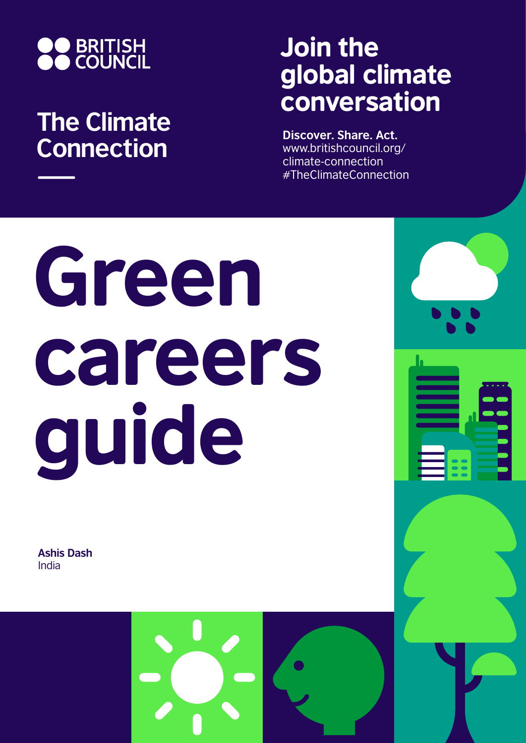BRITISH COUNCIL

## The Climate Connection

## Join the global climate conversation

**Discover. Share. Act.**
www.britishcouncil.org/climate-connection
#TheClimateConnection

# Green careers guide

**Ashis Dash**
India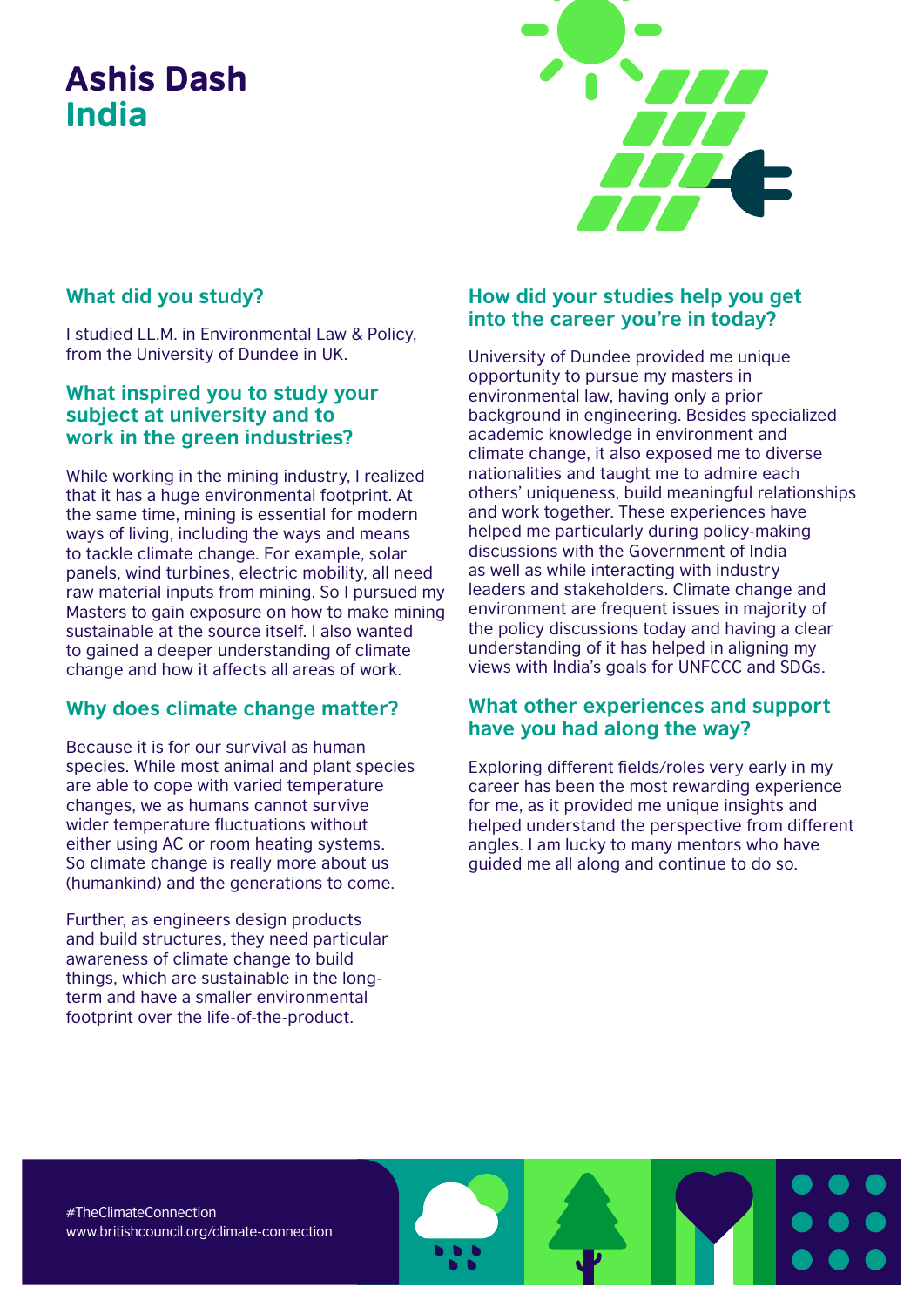# Ashis Dash
## India

### What did you study?

I studied LL.M. in Environmental Law & Policy, from the University of Dundee in UK.

### What inspired you to study your subject at university and to work in the green industries?

While working in the mining industry, I realized that it has a huge environmental footprint. At the same time, mining is essential for modern ways of living, including the ways and means to tackle climate change. For example, solar panels, wind turbines, electric mobility, all need raw material inputs from mining. So I pursued my Masters to gain exposure on how to make mining sustainable at the source itself. I also wanted to gained a deeper understanding of climate change and how it affects all areas of work.

### Why does climate change matter?

Because it is for our survival as human species. While most animal and plant species are able to cope with varied temperature changes, we as humans cannot survive wider temperature fluctuations without either using AC or room heating systems. So climate change is really more about us (humankind) and the generations to come.

Further, as engineers design products and build structures, they need particular awareness of climate change to build things, which are sustainable in the long-term and have a smaller environmental footprint over the life-of-the-product.

### How did your studies help you get into the career you're in today?

University of Dundee provided me unique opportunity to pursue my masters in environmental law, having only a prior background in engineering. Besides specialized academic knowledge in environment and climate change, it also exposed me to diverse nationalities and taught me to admire each others' uniqueness, build meaningful relationships and work together. These experiences have helped me particularly during policy-making discussions with the Government of India as well as while interacting with industry leaders and stakeholders. Climate change and environment are frequent issues in majority of the policy discussions today and having a clear understanding of it has helped in aligning my views with India's goals for UNFCCC and SDGs.

### What other experiences and support have you had along the way?

Exploring different fields/roles very early in my career has been the most rewarding experience for me, as it provided me unique insights and helped understand the perspective from different angles. I am lucky to many mentors who have guided me all along and continue to do so.

#TheClimateConnection
www.britishcouncil.org/climate-connection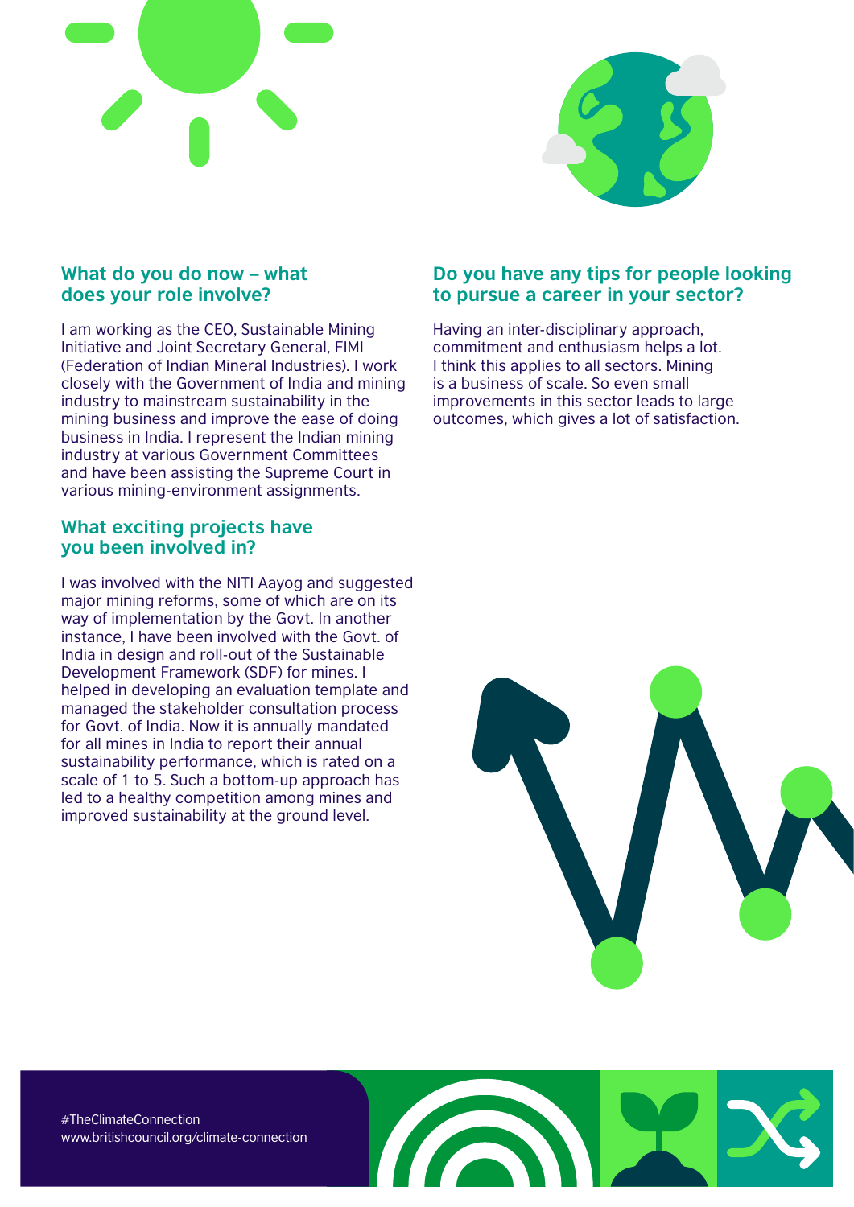## What do you do now – what does your role involve?

I am working as the CEO, Sustainable Mining Initiative and Joint Secretary General, FIMI (Federation of Indian Mineral Industries). I work closely with the Government of India and mining industry to mainstream sustainability in the mining business and improve the ease of doing business in India. I represent the Indian mining industry at various Government Committees and have been assisting the Supreme Court in various mining-environment assignments.

## What exciting projects have you been involved in?

I was involved with the NITI Aayog and suggested major mining reforms, some of which are on its way of implementation by the Govt. In another instance, I have been involved with the Govt. of India in design and roll-out of the Sustainable Development Framework (SDF) for mines. I helped in developing an evaluation template and managed the stakeholder consultation process for Govt. of India. Now it is annually mandated for all mines in India to report their annual sustainability performance, which is rated on a scale of 1 to 5. Such a bottom-up approach has led to a healthy competition among mines and improved sustainability at the ground level.

## Do you have any tips for people looking to pursue a career in your sector?

Having an inter-disciplinary approach, commitment and enthusiasm helps a lot. I think this applies to all sectors. Mining is a business of scale. So even small improvements in this sector leads to large outcomes, which gives a lot of satisfaction.

#TheClimateConnection
www.britishcouncil.org/climate-connection